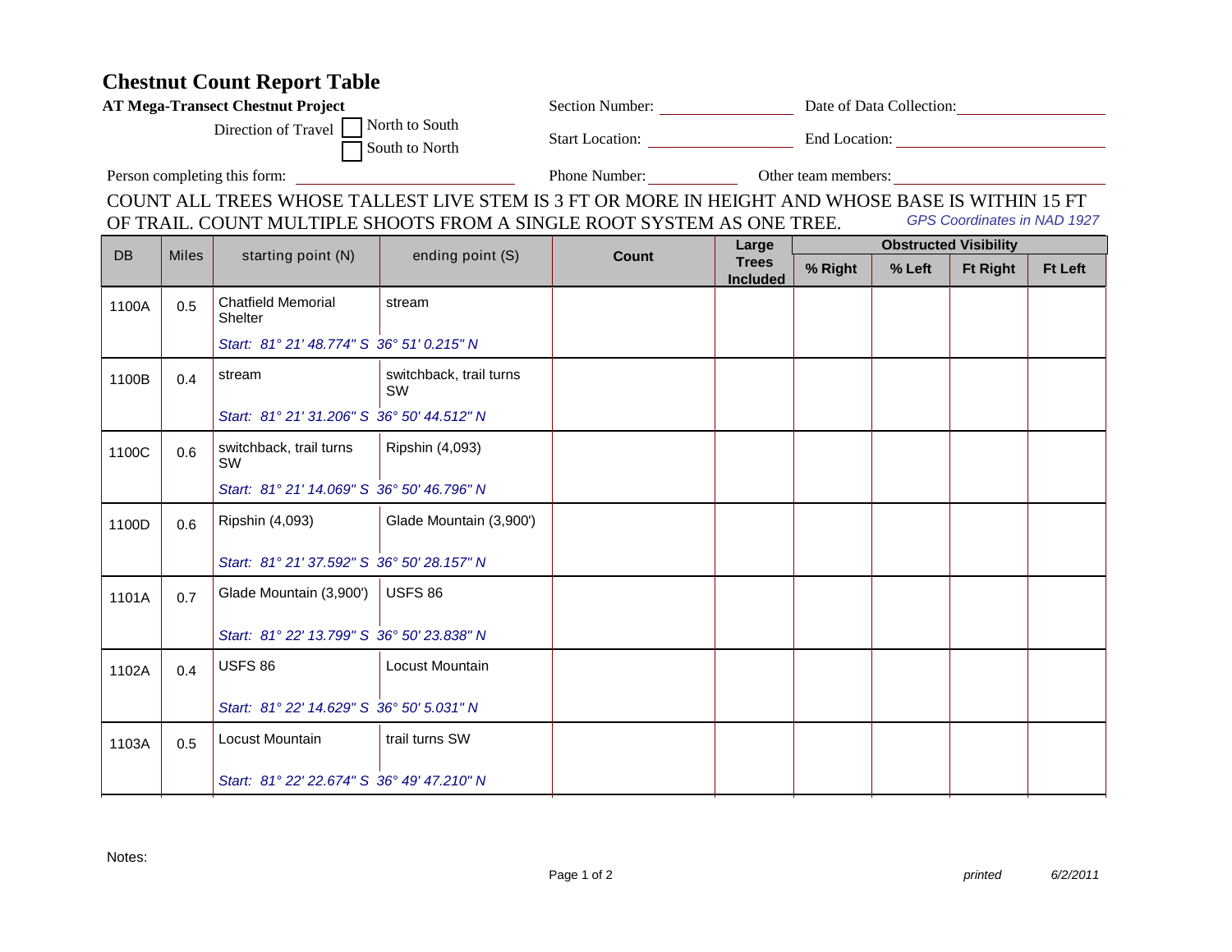# Chestnut Count Report Table

**AT Mega-Transect Chestnut Project**

Direction of Travel ☐ North to South ☐ South to North

Section Number: ____________ Date of Data Collection: ____________

Start Location: ____________ End Location: ____________

Person completing this form: ____________ Phone Number: ____________ Other team members: ____________

COUNT ALL TREES WHOSE TALLEST LIVE STEM IS 3 FT OR MORE IN HEIGHT AND WHOSE BASE IS WITHIN 15 FT OF TRAIL. COUNT MULTIPLE SHOOTS FROM A SINGLE ROOT SYSTEM AS ONE TREE.

*GPS Coordinates in NAD 1927*

| DB | Miles | starting point (N) | ending point (S) | Count | Large Trees Included | Obstructed Visibility | | | |
|---|---|---|---|---|---|---|---|---|---|
| | | | | | | % Right | % Left | Ft Right | Ft Left |
| 1100A | 0.5 | Chatfield Memorial Shelter<br>*Start: 81° 21' 48.774" S* | stream<br>*36° 51' 0.215" N* | | | | | | |
| 1100B | 0.4 | stream<br>*Start: 81° 21' 31.206" S* | switchback, trail turns SW<br>*36° 50' 44.512" N* | | | | | | |
| 1100C | 0.6 | switchback, trail turns SW<br>*Start: 81° 21' 14.069" S* | Ripshin (4,093)<br>*36° 50' 46.796" N* | | | | | | |
| 1100D | 0.6 | Ripshin (4,093)<br>*Start: 81° 21' 37.592" S* | Glade Mountain (3,900')<br>*36° 50' 28.157" N* | | | | | | |
| 1101A | 0.7 | Glade Mountain (3,900')<br>*Start: 81° 22' 13.799" S* | USFS 86<br>*36° 50' 23.838" N* | | | | | | |
| 1102A | 0.4 | USFS 86<br>*Start: 81° 22' 14.629" S* | Locust Mountain<br>*36° 50' 5.031" N* | | | | | | |
| 1103A | 0.5 | Locust Mountain<br>*Start: 81° 22' 22.674" S* | trail turns SW<br>*36° 49' 47.210" N* | | | | | | |

Notes:

*printed 6/2/2011*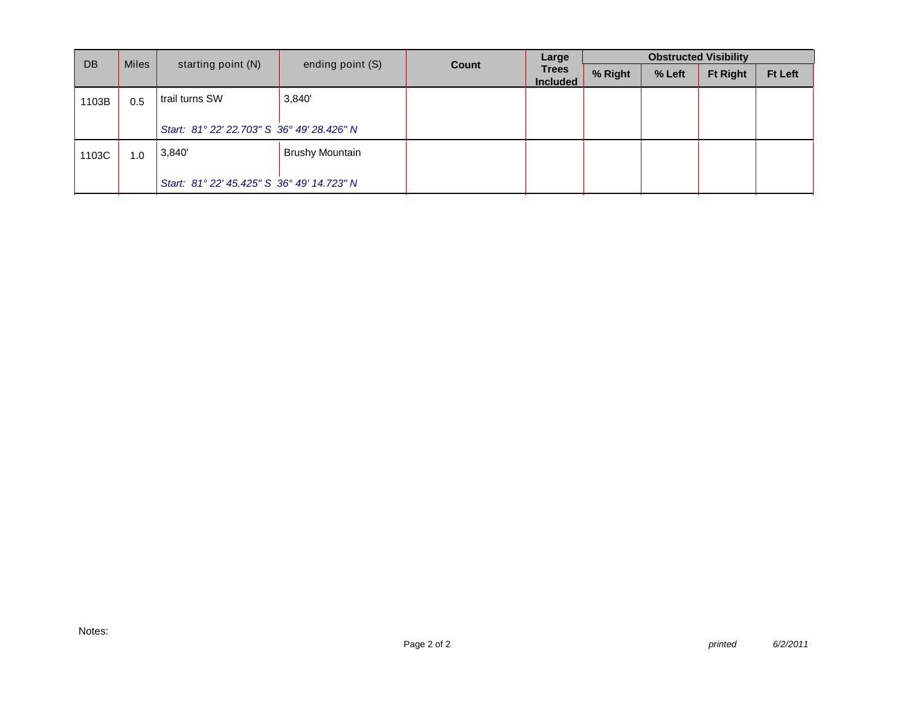| DB | Miles | starting point (N) | ending point (S) | Count | Large Trees Included | Obstructed Visibility | | | |
|---|---|---|---|---|---|---|---|---|---|
| | | | | | | % Right | % Left | Ft Right | Ft Left |
| 1103B | 0.5 | trail turns SW | 3,840' | | | | | | |
| | | *Start: 81° 22' 22.703" S 36° 49' 28.426" N* | | | | | | | |
| 1103C | 1.0 | 3,840' | Brushy Mountain | | | | | | |
| | | *Start: 81° 22' 45.425" S 36° 49' 14.723" N* | | | | | | | |

Notes:

*printed 6/2/2011*